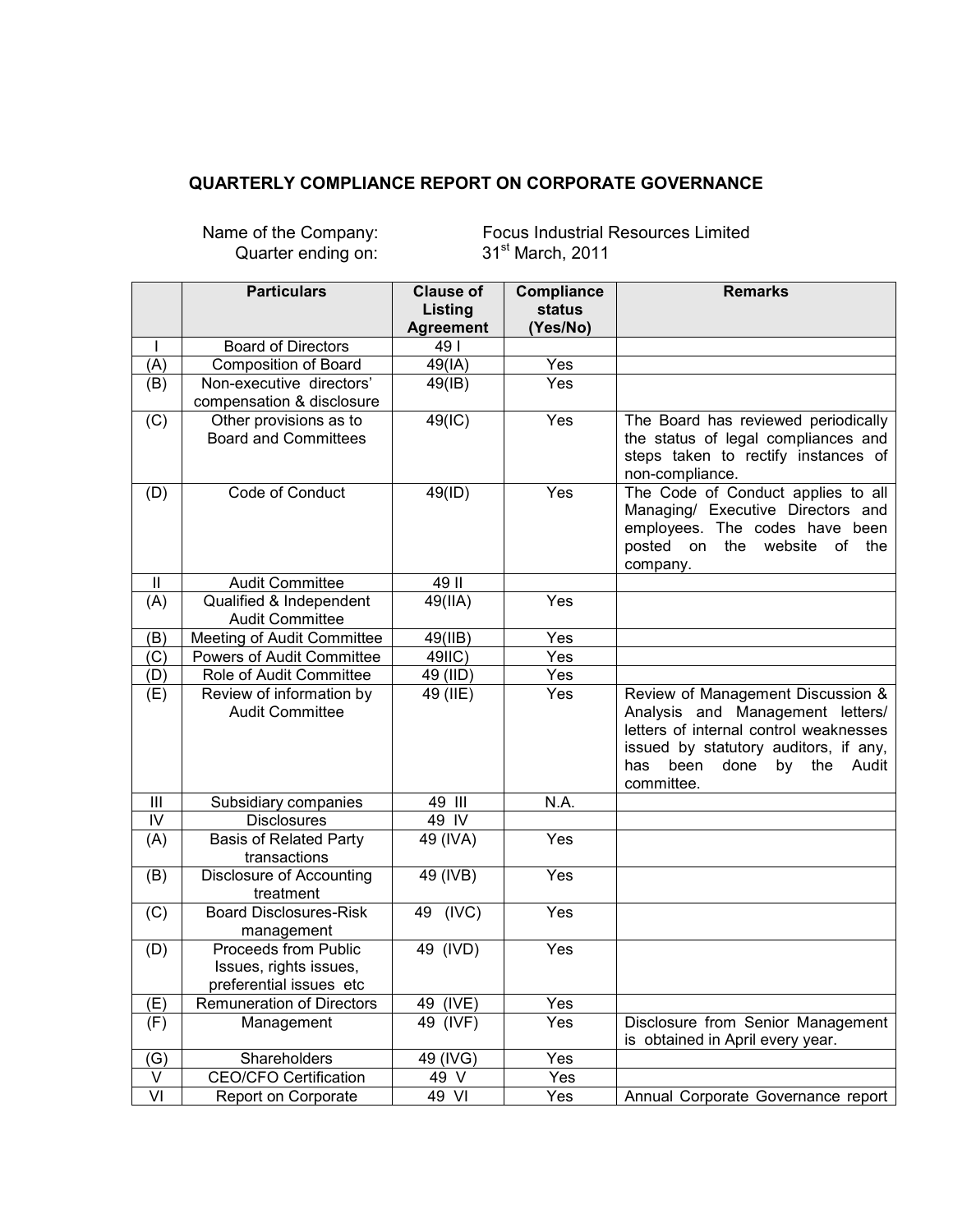# QUARTERLY COMPLIANCE REPORT ON CORPORATE GOVERNANCE

Name of the Company: Focus Industrial Resources Limited

Quarter ending on: 31st March, 2011

| | Particulars | Clause of Listing Agreement | Compliance status (Yes/No) | Remarks |
|---|---|---|---|---|
| I | Board of Directors | 49 I | | |
| (A) | Composition of Board | 49(IA) | Yes | |
| (B) | Non-executive directors' compensation & disclosure | 49(IB) | Yes | |
| (C) | Other provisions as to Board and Committees | 49(IC) | Yes | The Board has reviewed periodically the status of legal compliances and steps taken to rectify instances of non-compliance. |
| (D) | Code of Conduct | 49(ID) | Yes | The Code of Conduct applies to all Managing/ Executive Directors and employees. The codes have been posted on the website of the company. |
| II | Audit Committee | 49 II | | |
| (A) | Qualified & Independent Audit Committee | 49(IIA) | Yes | |
| (B) | Meeting of Audit Committee | 49(IIB) | Yes | |
| (C) | Powers of Audit Committee | 49IIC) | Yes | |
| (D) | Role of Audit Committee | 49 (IID) | Yes | |
| (E) | Review of information by Audit Committee | 49 (IIE) | Yes | Review of Management Discussion & Analysis and Management letters/ letters of internal control weaknesses issued by statutory auditors, if any, has been done by the Audit committee. |
| III | Subsidiary companies | 49 III | N.A. | |
| IV | Disclosures | 49 IV | | |
| (A) | Basis of Related Party transactions | 49 (IVA) | Yes | |
| (B) | Disclosure of Accounting treatment | 49 (IVB) | Yes | |
| (C) | Board Disclosures-Risk management | 49 (IVC) | Yes | |
| (D) | Proceeds from Public Issues, rights issues, preferential issues etc | 49 (IVD) | Yes | |
| (E) | Remuneration of Directors | 49 (IVE) | Yes | |
| (F) | Management | 49 (IVF) | Yes | Disclosure from Senior Management is obtained in April every year. |
| (G) | Shareholders | 49 (IVG) | Yes | |
| V | CEO/CFO Certification | 49 V | Yes | |
| VI | Report on Corporate | 49 VI | Yes | Annual Corporate Governance report |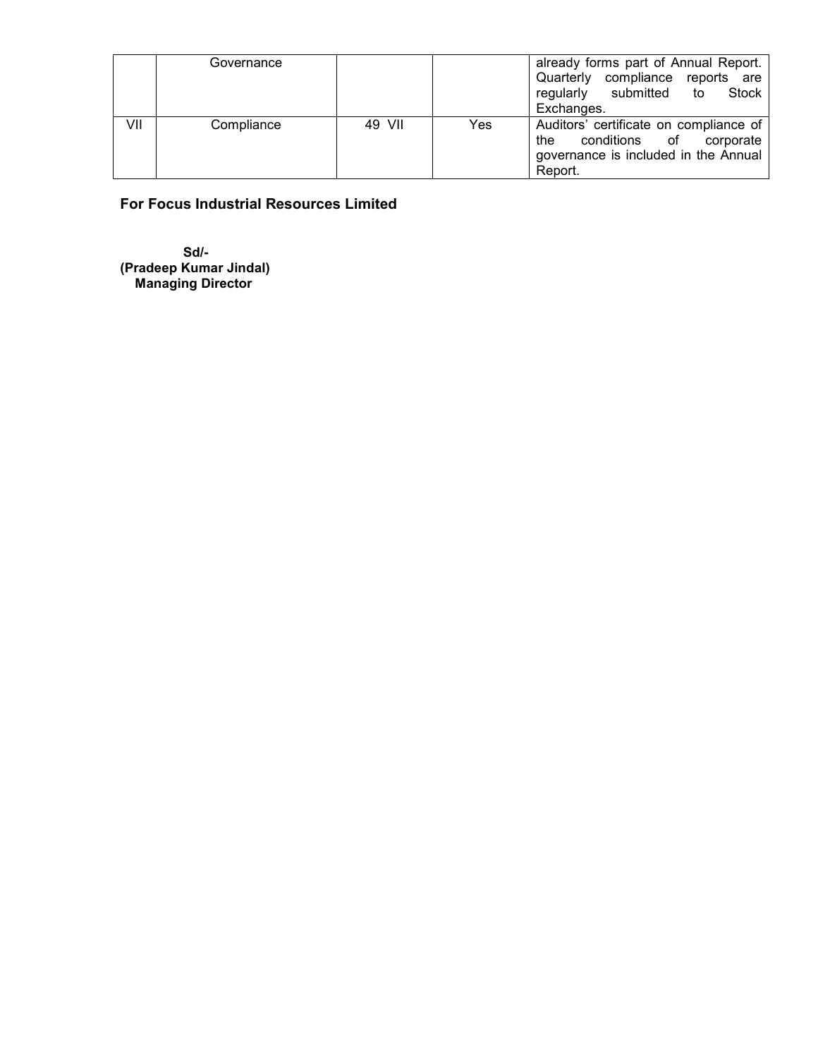| | | | | |
|---|---|---|---|---|
| | Governance | | | already forms part of Annual Report. Quarterly compliance reports are regularly submitted to Stock Exchanges. |
| VII | Compliance | 49 VII | Yes | Auditors' certificate on compliance of the conditions of corporate governance is included in the Annual Report. |

**For Focus Industrial Resources Limited**

**Sd/-**
**(Pradeep Kumar Jindal)**
**Managing Director**